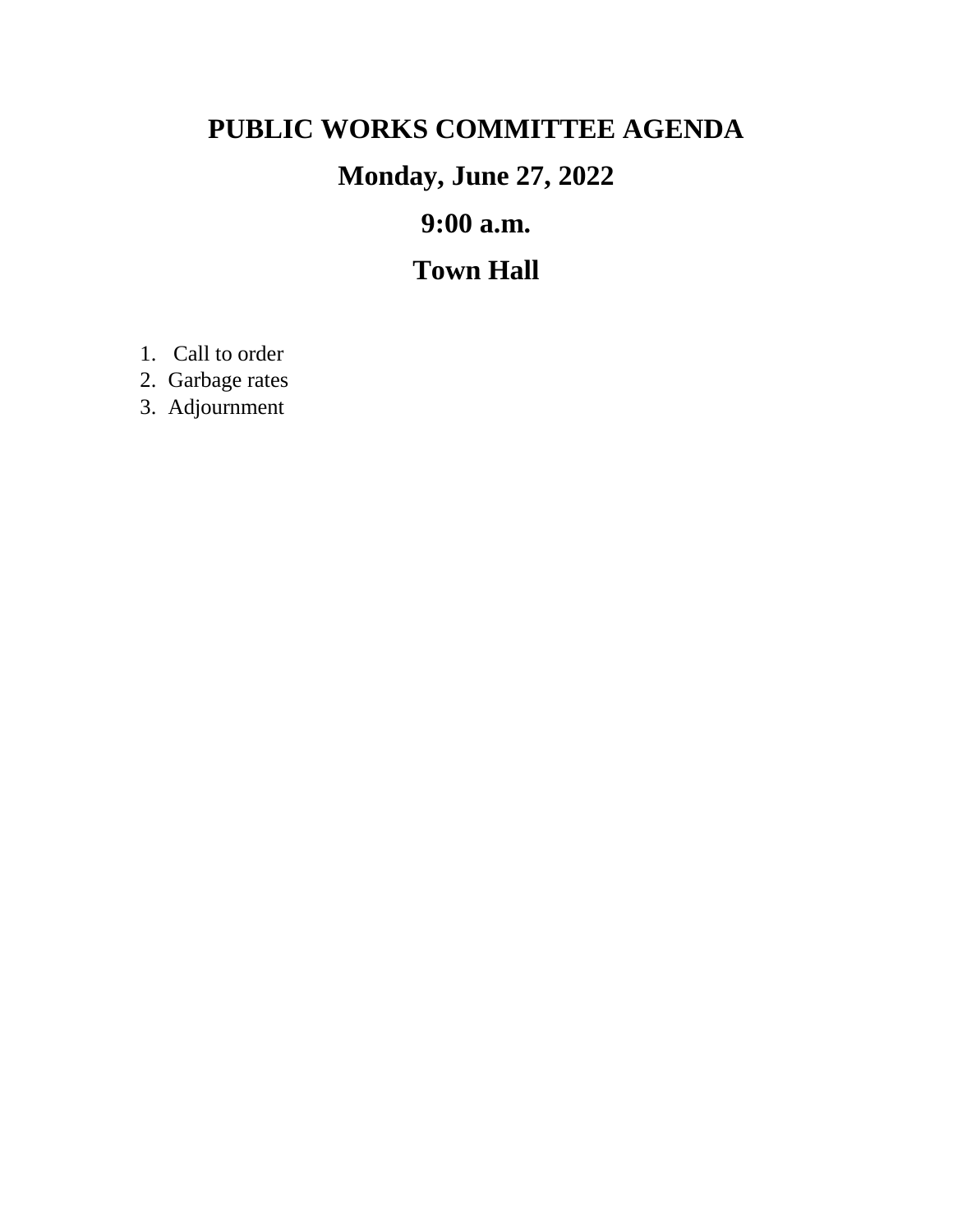# PUBLIC WORKS COMMITTEE AGENDA

## Monday, June 27, 2022

## 9:00 a.m.

## Town Hall

1. Call to order
2. Garbage rates
3. Adjournment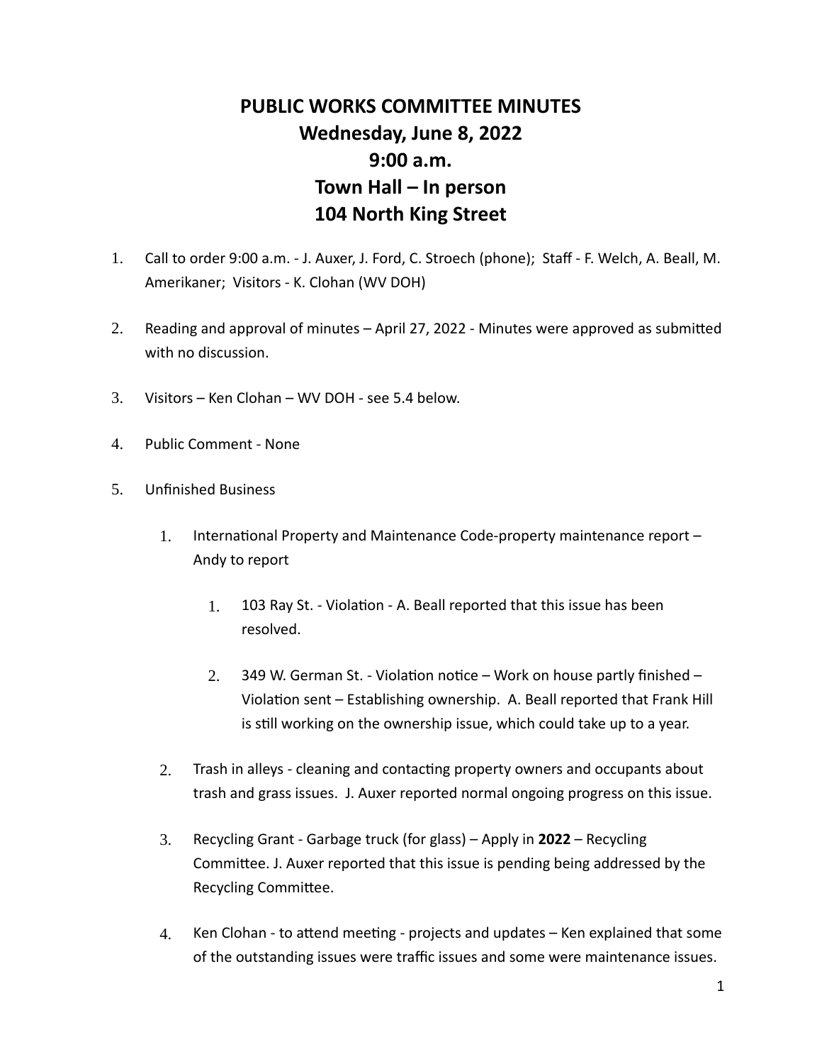# PUBLIC WORKS COMMITTEE MINUTES
# Wednesday, June 8, 2022
# 9:00 a.m.
# Town Hall – In person
# 104 North King Street

1. Call to order 9:00 a.m. - J. Auxer, J. Ford, C. Stroech (phone); Staff - F. Welch, A. Beall, M. Amerikaner; Visitors - K. Clohan (WV DOH)

2. Reading and approval of minutes – April 27, 2022 - Minutes were approved as submitted with no discussion.

3. Visitors – Ken Clohan – WV DOH - see 5.4 below.

4. Public Comment - None

5. Unfinished Business

    1. International Property and Maintenance Code-property maintenance report – Andy to report

        1. 103 Ray St. - Violation - A. Beall reported that this issue has been resolved.

        2. 349 W. German St. - Violation notice – Work on house partly finished – Violation sent – Establishing ownership. A. Beall reported that Frank Hill is still working on the ownership issue, which could take up to a year.

    2. Trash in alleys - cleaning and contacting property owners and occupants about trash and grass issues. J. Auxer reported normal ongoing progress on this issue.

    3. Recycling Grant - Garbage truck (for glass) – Apply in **2022** – Recycling Committee. J. Auxer reported that this issue is pending being addressed by the Recycling Committee.

    4. Ken Clohan - to attend meeting - projects and updates – Ken explained that some of the outstanding issues were traffic issues and some were maintenance issues.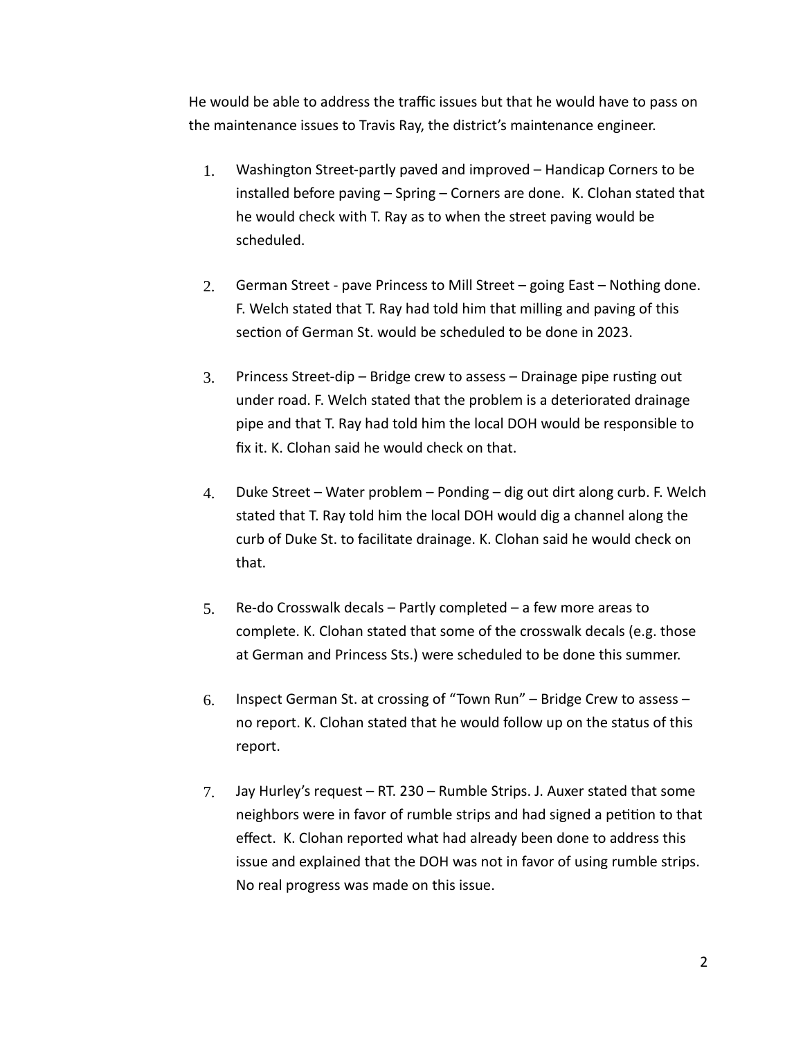He would be able to address the traffic issues but that he would have to pass on the maintenance issues to Travis Ray, the district's maintenance engineer.

1. Washington Street-partly paved and improved – Handicap Corners to be installed before paving – Spring – Corners are done. K. Clohan stated that he would check with T. Ray as to when the street paving would be scheduled.

2. German Street - pave Princess to Mill Street – going East – Nothing done. F. Welch stated that T. Ray had told him that milling and paving of this section of German St. would be scheduled to be done in 2023.

3. Princess Street-dip – Bridge crew to assess – Drainage pipe rusting out under road. F. Welch stated that the problem is a deteriorated drainage pipe and that T. Ray had told him the local DOH would be responsible to fix it. K. Clohan said he would check on that.

4. Duke Street – Water problem – Ponding – dig out dirt along curb. F. Welch stated that T. Ray told him the local DOH would dig a channel along the curb of Duke St. to facilitate drainage. K. Clohan said he would check on that.

5. Re-do Crosswalk decals – Partly completed – a few more areas to complete. K. Clohan stated that some of the crosswalk decals (e.g. those at German and Princess Sts.) were scheduled to be done this summer.

6. Inspect German St. at crossing of "Town Run" – Bridge Crew to assess – no report. K. Clohan stated that he would follow up on the status of this report.

7. Jay Hurley's request – RT. 230 – Rumble Strips. J. Auxer stated that some neighbors were in favor of rumble strips and had signed a petition to that effect. K. Clohan reported what had already been done to address this issue and explained that the DOH was not in favor of using rumble strips. No real progress was made on this issue.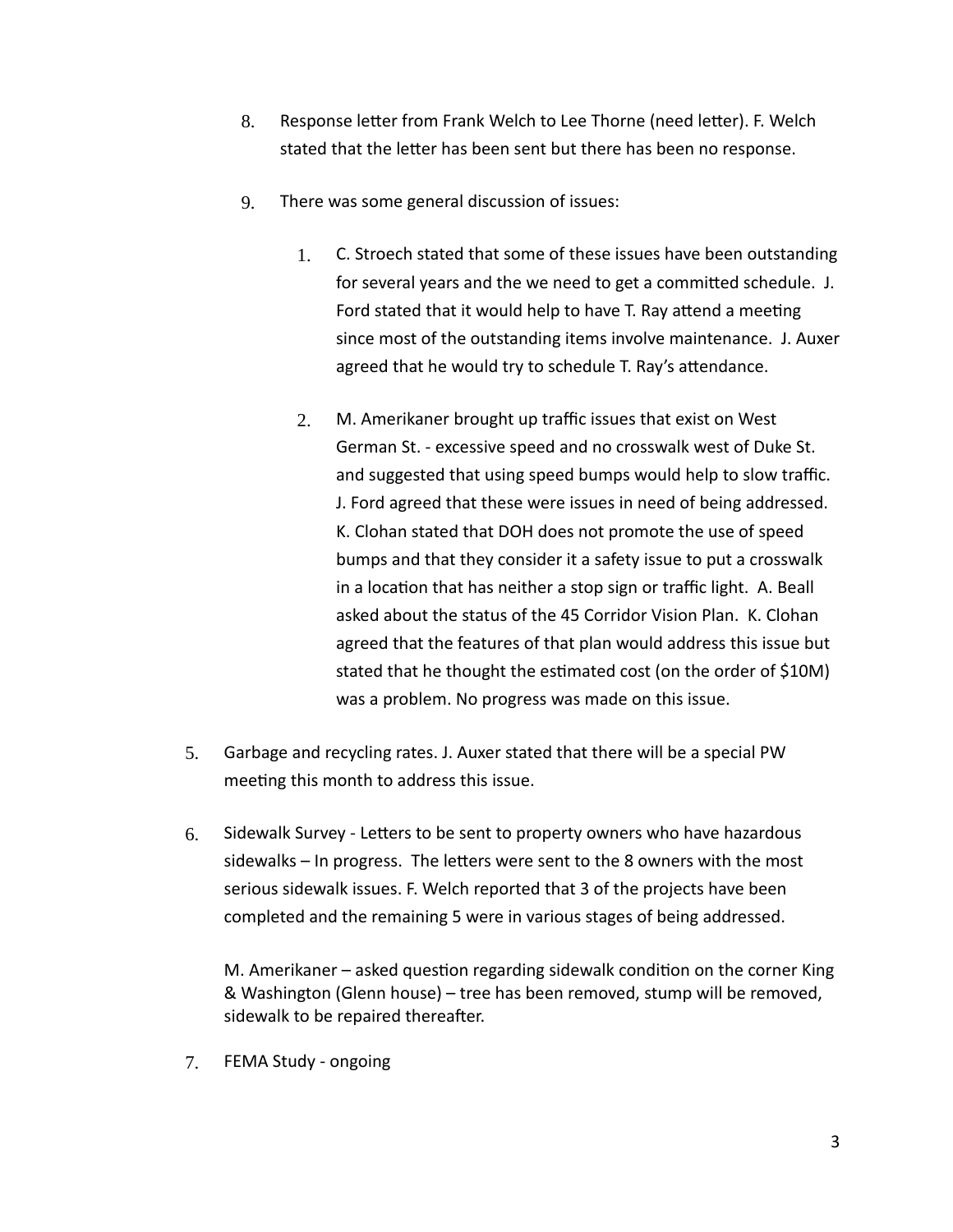8. Response letter from Frank Welch to Lee Thorne (need letter). F. Welch stated that the letter has been sent but there has been no response.

9. There was some general discussion of issues:

    1. C. Stroech stated that some of these issues have been outstanding for several years and the we need to get a committed schedule. J. Ford stated that it would help to have T. Ray attend a meeting since most of the outstanding items involve maintenance. J. Auxer agreed that he would try to schedule T. Ray's attendance.

    2. M. Amerikaner brought up traffic issues that exist on West German St. - excessive speed and no crosswalk west of Duke St. and suggested that using speed bumps would help to slow traffic. J. Ford agreed that these were issues in need of being addressed. K. Clohan stated that DOH does not promote the use of speed bumps and that they consider it a safety issue to put a crosswalk in a location that has neither a stop sign or traffic light. A. Beall asked about the status of the 45 Corridor Vision Plan. K. Clohan agreed that the features of that plan would address this issue but stated that he thought the estimated cost (on the order of $10M) was a problem. No progress was made on this issue.

5. Garbage and recycling rates. J. Auxer stated that there will be a special PW meeting this month to address this issue.

6. Sidewalk Survey - Letters to be sent to property owners who have hazardous sidewalks – In progress. The letters were sent to the 8 owners with the most serious sidewalk issues. F. Welch reported that 3 of the projects have been completed and the remaining 5 were in various stages of being addressed.

    M. Amerikaner – asked question regarding sidewalk condition on the corner King & Washington (Glenn house) – tree has been removed, stump will be removed, sidewalk to be repaired thereafter.

7. FEMA Study - ongoing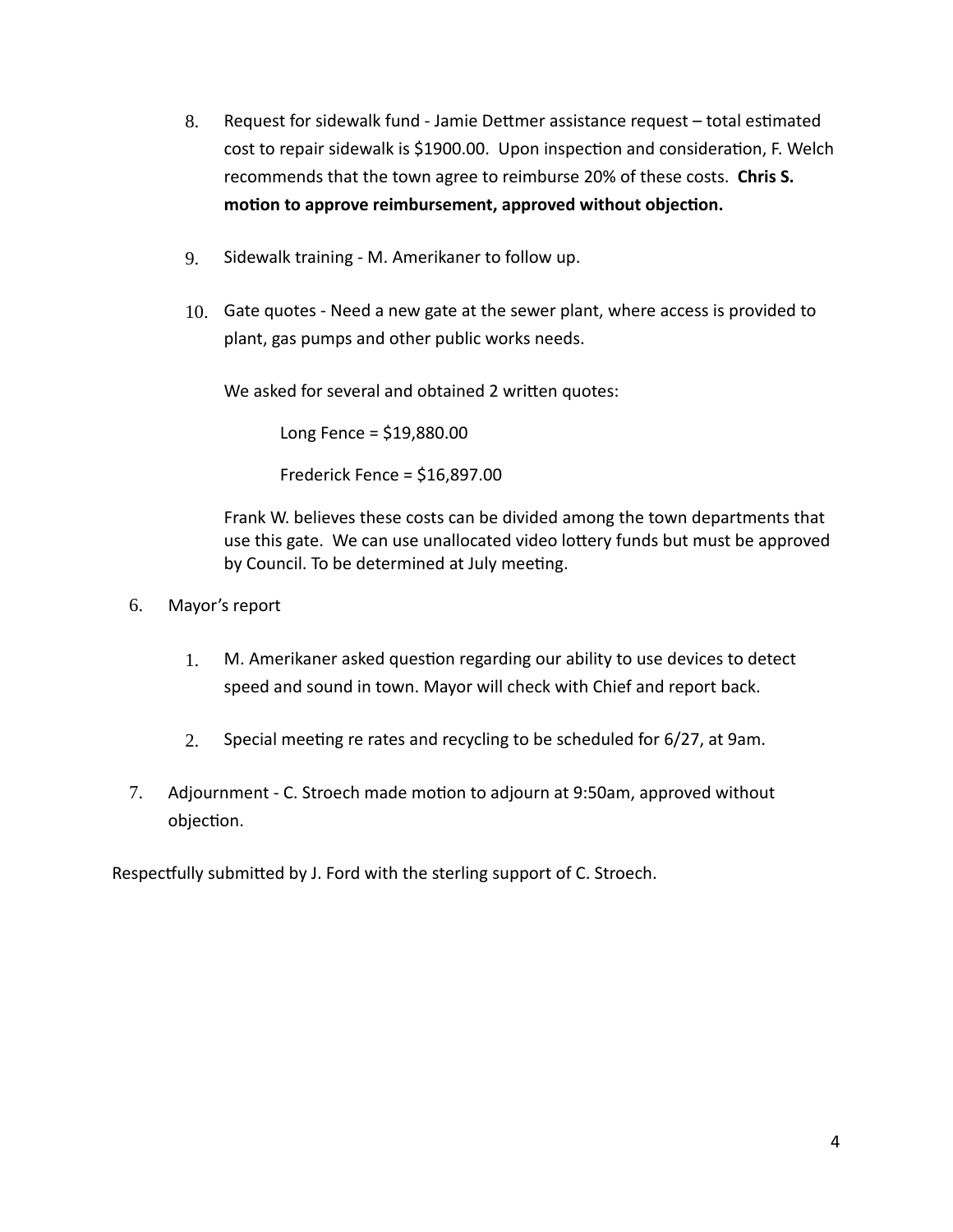8. Request for sidewalk fund - Jamie Dettmer assistance request – total estimated cost to repair sidewalk is $1900.00. Upon inspection and consideration, F. Welch recommends that the town agree to reimburse 20% of these costs. **Chris S. motion to approve reimbursement, approved without objection.**

9. Sidewalk training - M. Amerikaner to follow up.

10. Gate quotes - Need a new gate at the sewer plant, where access is provided to plant, gas pumps and other public works needs.

    We asked for several and obtained 2 written quotes:

    Long Fence = $19,880.00

    Frederick Fence = $16,897.00

    Frank W. believes these costs can be divided among the town departments that use this gate. We can use unallocated video lottery funds but must be approved by Council. To be determined at July meeting.

6. Mayor's report

    1. M. Amerikaner asked question regarding our ability to use devices to detect speed and sound in town. Mayor will check with Chief and report back.

    2. Special meeting re rates and recycling to be scheduled for 6/27, at 9am.

7. Adjournment - C. Stroech made motion to adjourn at 9:50am, approved without objection.

Respectfully submitted by J. Ford with the sterling support of C. Stroech.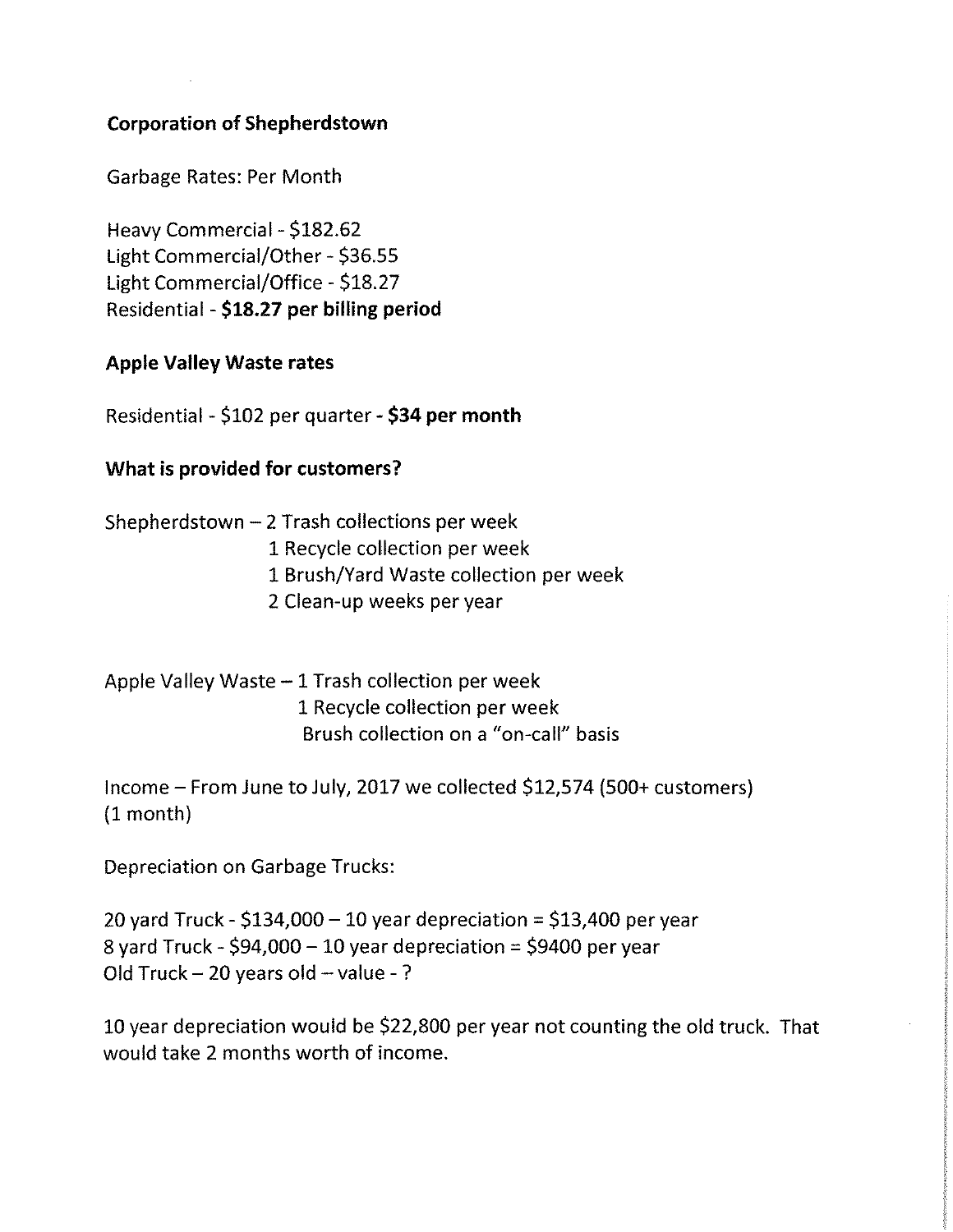**Corporation of Shepherdstown**

Garbage Rates: Per Month

Heavy Commercial - $182.62
Light Commercial/Other - $36.55
Light Commercial/Office - $18.27
Residential - **$18.27 per billing period**

**Apple Valley Waste rates**

Residential - $102 per quarter **- $34 per month**

**What is provided for customers?**

Shepherdstown – 2 Trash collections per week
1 Recycle collection per week
1 Brush/Yard Waste collection per week
2 Clean-up weeks per year

Apple Valley Waste – 1 Trash collection per week
1 Recycle collection per week
Brush collection on a "on-call" basis

Income – From June to July, 2017 we collected $12,574 (500+ customers) (1 month)

Depreciation on Garbage Trucks:

20 yard Truck - $134,000 – 10 year depreciation = $13,400 per year
8 yard Truck - $94,000 – 10 year depreciation = $9400 per year
Old Truck – 20 years old – value - ?

10 year depreciation would be $22,800 per year not counting the old truck. That would take 2 months worth of income.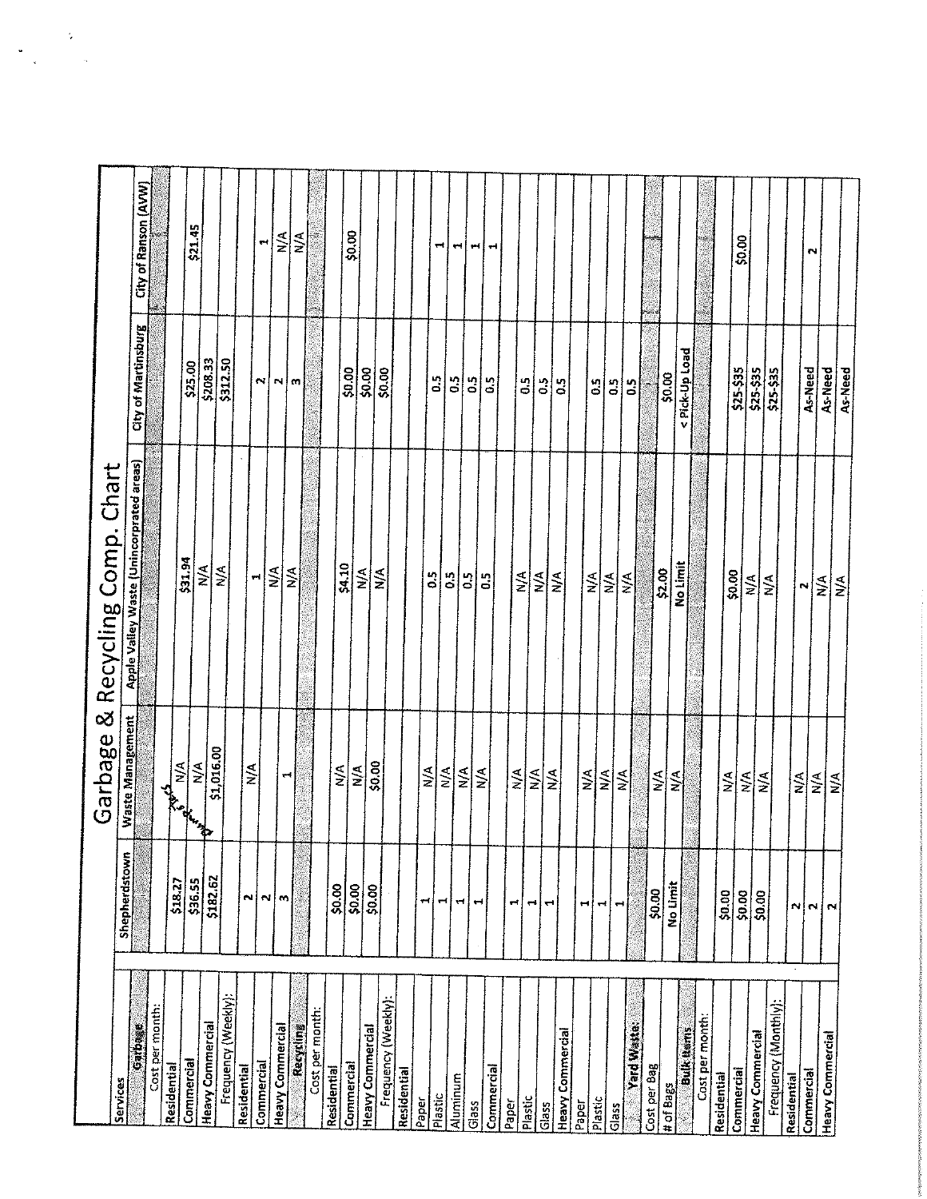# Garbage & Recycling Comp. Chart

| Services | Shepherdstown | Waste Management | Apple Valley Waste (Unincorprated areas) | City of Martinsburg | City of Ranson (AVW) |
|---|---|---|---|---|---|
| **Garbage** | | | | | |
| Cost per month: | | | | | |
| Residential | $18.27 | N/A | | | |
| Commercial | $36.55 | N/A | $31.94 | $25.00 | $21.45 |
| Heavy Commercial | $182.62 | Dumpsters $1,016.00 | N/A | $208.33 | |
| Frequency (Weekly): | | | N/A | $312.50 | |
| Residential | 2 | N/A | | | |
| Commercial | 2 | | 1 | 2 | 1 |
| Heavy Commercial | 3 | 1 | N/A | 2 | N/A |
| **Recycling** | | | N/A | 3 | N/A |
| Cost per month: | | | | | |
| Residential | $0.00 | N/A | | | |
| Commercial | $0.00 | N/A | $4.10 | $0.00 | $0.00 |
| Heavy Commercial | $0.00 | $0.00 | N/A | $0.00 | |
| Frequency (Weekly): | | | N/A | $0.00 | |
| Residential | | | | | |
| Paper | 1 | N/A | 0.5 | 0.5 | 1 |
| Plastic | 1 | N/A | 0.5 | 0.5 | 1 |
| Aluminum | 1 | N/A | 0.5 | 0.5 | 1 |
| Glass | 1 | N/A | 0.5 | 0.5 | 1 |
| Commercial | | | | | |
| Paper | 1 | N/A | N/A | 0.5 | |
| Plastic | 1 | N/A | N/A | 0.5 | |
| Glass | 1 | N/A | N/A | 0.5 | |
| Heavy Commercial | | | | | |
| Paper | 1 | N/A | N/A | 0.5 | |
| Plastic | 1 | N/A | N/A | 0.5 | |
| Glass | 1 | N/A | N/A | 0.5 | |
| **Yard Waste:** | | | | | |
| Cost per Bag | $0.00 | N/A | $2.00 | $0.00 | |
| # of Bags | No Limit | N/A | No Limit | < Pick-Up Load | |
| **Bulk Items** | | | | | |
| Cost per month: | | | | | |
| Residential | $0.00 | N/A | $0.00 | $25-$35 | $0.00 |
| Commercial | $0.00 | N/A | N/A | $25-$35 | |
| Heavy Commercial | $0.00 | N/A | N/A | $25-$35 | |
| Frequency (Monthly): | | | | | |
| Residential | 2 | N/A | 2 | As-Need | 2 |
| Commercial | 2 | N/A | N/A | As-Need | |
| Heavy Commercial | 2 | N/A | N/A | As-Need | |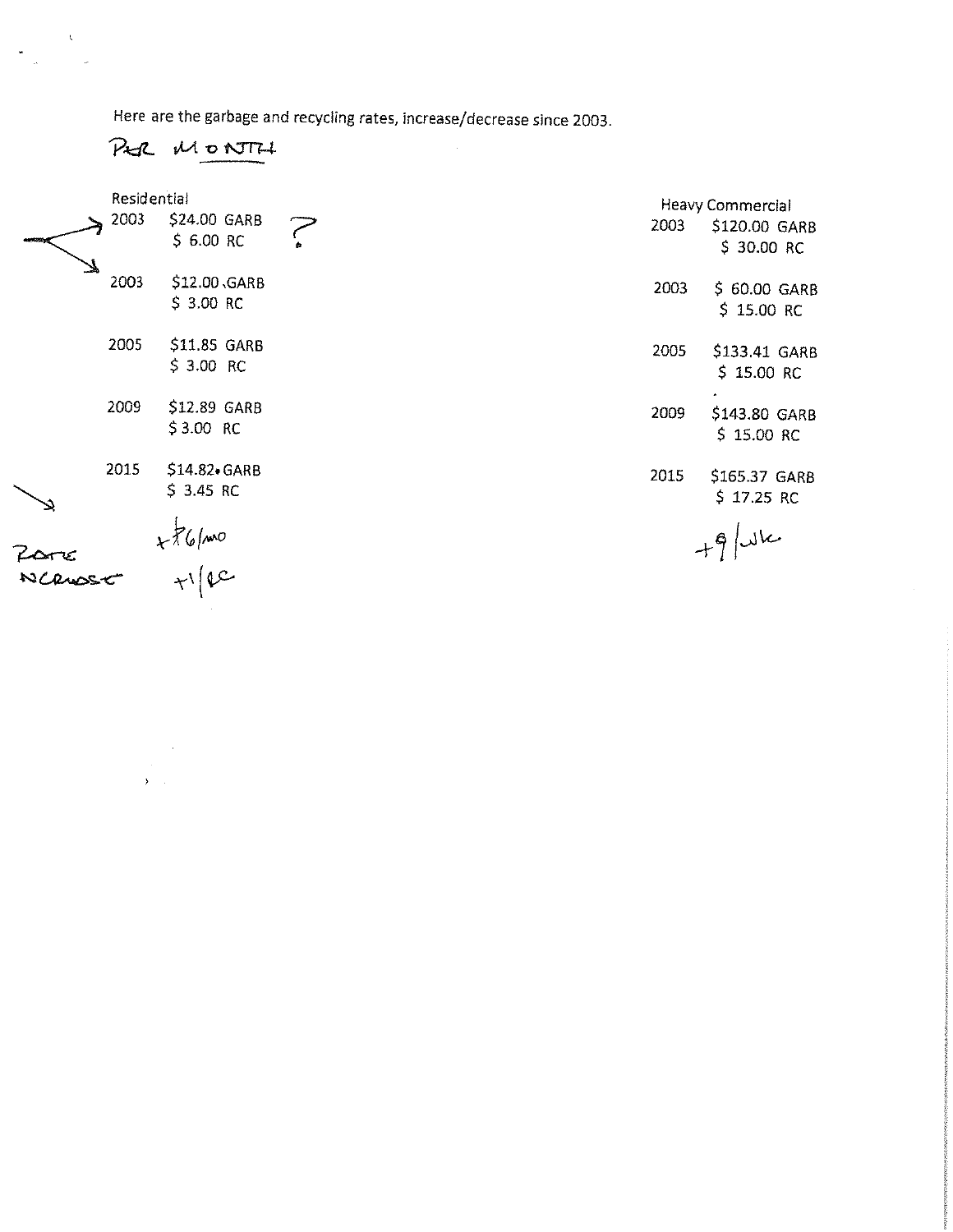Here are the garbage and recycling rates, increase/decrease since 2003.

PER MONTH

| Residential | | | Heavy Commercial | |
|---|---|---|---|---|
| 2003 | $24.00 GARB<br>$ 6.00 RC | ? | 2003 | $120.00 GARB<br>$ 30.00 RC |
| 2003 | $12.00 GARB<br>$ 3.00 RC | | 2003 | $ 60.00 GARB<br>$ 15.00 RC |
| 2005 | $11.85 GARB<br>$ 3.00 RC | | 2005 | $133.41 GARB<br>$ 15.00 RC |
| 2009 | $12.89 GARB<br>$ 3.00 RC | | 2009 | $143.80 GARB<br>$ 15.00 RC |
| 2015 | $14.82 GARB<br>$ 3.45 RC | | 2015 | $165.37 GARB<br>$ 17.25 RC |
| RATE INCREASE | +$6/mo<br>+1/RC | | | +9/wk |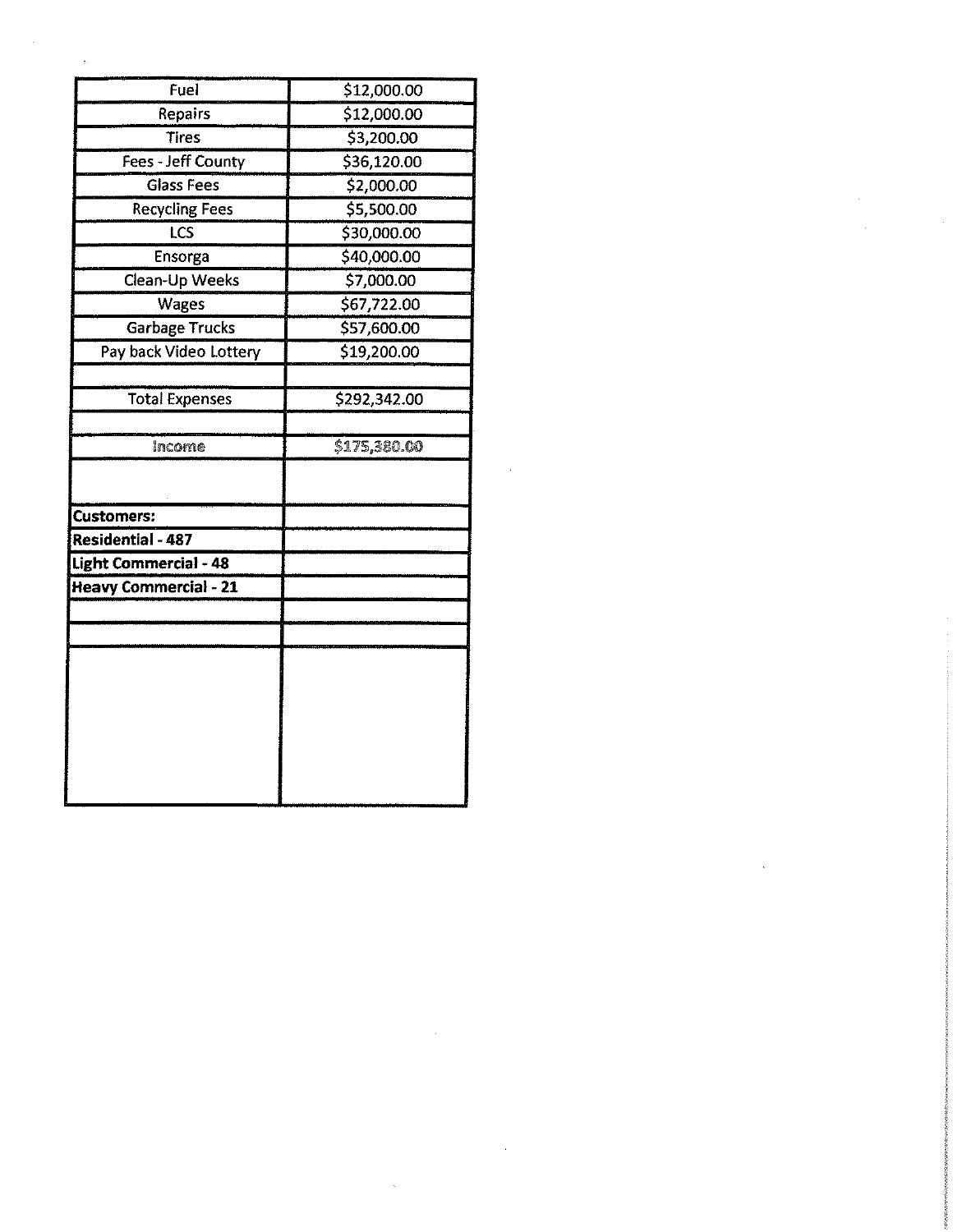| Fuel | $12,000.00 |
| --- | --- |
| Repairs | $12,000.00 |
| Tires | $3,200.00 |
| Fees - Jeff County | $36,120.00 |
| Glass Fees | $2,000.00 |
| Recycling Fees | $5,500.00 |
| LCS | $30,000.00 |
| Ensorga | $40,000.00 |
| Clean-Up Weeks | $7,000.00 |
| Wages | $67,722.00 |
| Garbage Trucks | $57,600.00 |
| Pay back Video Lottery | $19,200.00 |
| | |
| Total Expenses | $292,342.00 |
| | |
| Income | $175,380.00 |
| | |
| **Customers:** | |
| **Residential - 487** | |
| **Light Commercial - 48** | |
| **Heavy Commercial - 21** | |
| | |
| | |
| | |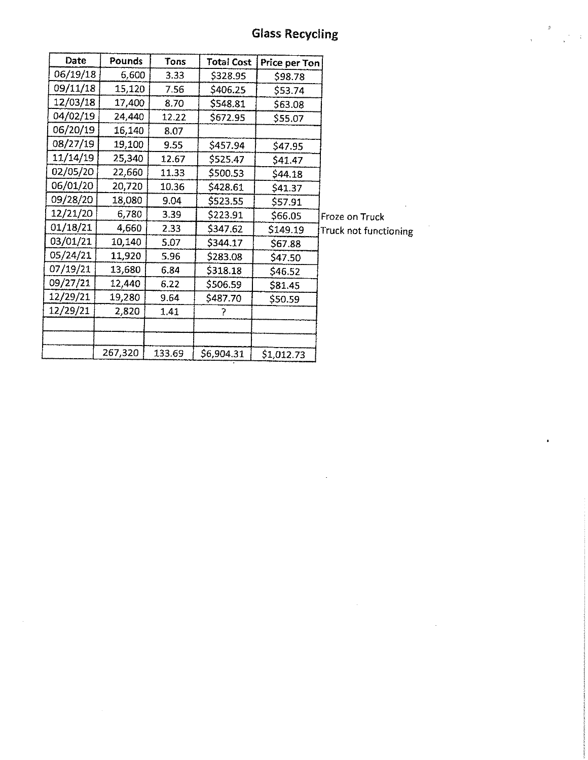# Glass Recycling

| Date | Pounds | Tons | Total Cost | Price per Ton | |
|---|---|---|---|---|---|
| 06/19/18 | 6,600 | 3.33 | $328.95 | $98.78 | |
| 09/11/18 | 15,120 | 7.56 | $406.25 | $53.74 | |
| 12/03/18 | 17,400 | 8.70 | $548.81 | $63.08 | |
| 04/02/19 | 24,440 | 12.22 | $672.95 | $55.07 | |
| 06/20/19 | 16,140 | 8.07 | | | |
| 08/27/19 | 19,100 | 9.55 | $457.94 | $47.95 | |
| 11/14/19 | 25,340 | 12.67 | $525.47 | $41.47 | |
| 02/05/20 | 22,660 | 11.33 | $500.53 | $44.18 | |
| 06/01/20 | 20,720 | 10.36 | $428.61 | $41.37 | |
| 09/28/20 | 18,080 | 9.04 | $523.55 | $57.91 | |
| 12/21/20 | 6,780 | 3.39 | $223.91 | $66.05 | Froze on Truck |
| 01/18/21 | 4,660 | 2.33 | $347.62 | $149.19 | Truck not functioning |
| 03/01/21 | 10,140 | 5.07 | $344.17 | $67.88 | |
| 05/24/21 | 11,920 | 5.96 | $283.08 | $47.50 | |
| 07/19/21 | 13,680 | 6.84 | $318.18 | $46.52 | |
| 09/27/21 | 12,440 | 6.22 | $506.59 | $81.45 | |
| 12/29/21 | 19,280 | 9.64 | $487.70 | $50.59 | |
| 12/29/21 | 2,820 | 1.41 | ? | | |
| | | | | | |
| | | | | | |
| | 267,320 | 133.69 | $6,904.31 | $1,012.73 | |